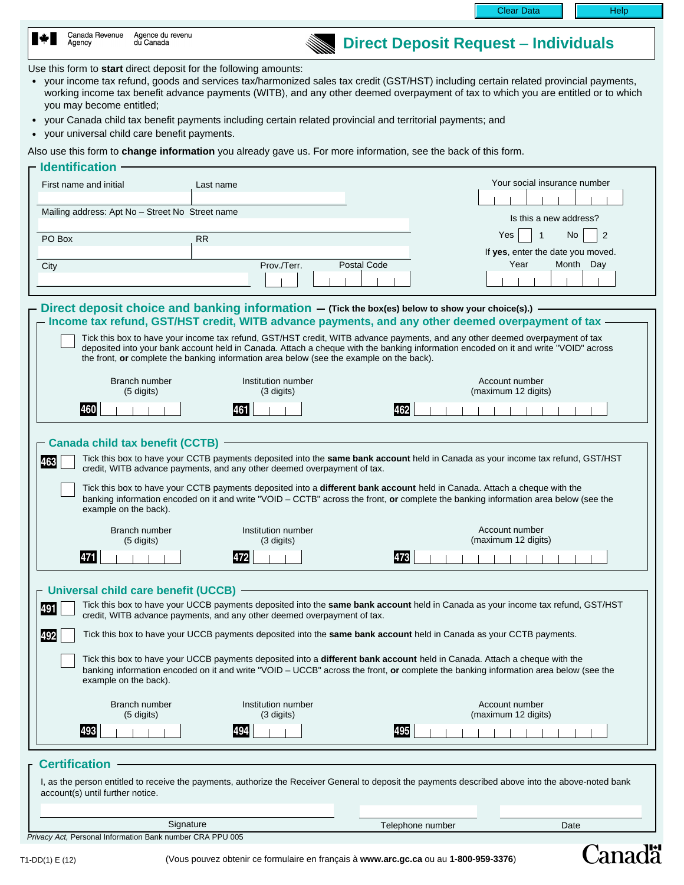Clear Data | Help

Canada Revenue Agency | Agence du revenu du Canada

# Direct Deposit Request – Individuals

Use this form to **start** direct deposit for the following amounts:

- your income tax refund, goods and services tax/harmonized sales tax credit (GST/HST) including certain related provincial payments, working income tax benefit advance payments (WITB), and any other deemed overpayment of tax to which you are entitled or to which you may become entitled;
- your Canada child tax benefit payments including certain related provincial and territorial payments; and
- your universal child care benefit payments.

Also use this form to **change information** you already gave us. For more information, see the back of this form.

## Identification

First name and initial | Last name

Your social insurance number

Mailing address: Apt No – Street No Street name

Is this a new address? Yes ☐ 1 No ☐ 2

PO Box | RR

If **yes**, enter the date you moved. Year | Month | Day

City | Prov./Terr. | Postal Code

## Direct deposit choice and banking information — (Tick the box(es) below to show your choice(s).)

### Income tax refund, GST/HST credit, WITB advance payments, and any other deemed overpayment of tax

☐ Tick this box to have your income tax refund, GST/HST credit, WITB advance payments, and any other deemed overpayment of tax deposited into your bank account held in Canada. Attach a cheque with the banking information encoded on it and write "VOID" across the front, **or** complete the banking information area below (see the example on the back).

| Branch number (5 digits) | Institution number (3 digits) | Account number (maximum 12 digits) |
|---|---|---|
| 460 | 461 | 462 |

### Canada child tax benefit (CCTB)

463 ☐ Tick this box to have your CCTB payments deposited into the **same bank account** held in Canada as your income tax refund, GST/HST credit, WITB advance payments, and any other deemed overpayment of tax.

☐ Tick this box to have your CCTB payments deposited into a **different bank account** held in Canada. Attach a cheque with the banking information encoded on it and write "VOID – CCTB" across the front, **or** complete the banking information area below (see the example on the back).

| Branch number (5 digits) | Institution number (3 digits) | Account number (maximum 12 digits) |
|---|---|---|
| 471 | 472 | 473 |

### Universal child care benefit (UCCB)

491 ☐ Tick this box to have your UCCB payments deposited into the **same bank account** held in Canada as your income tax refund, GST/HST credit, WITB advance payments, and any other deemed overpayment of tax.

492 ☐ Tick this box to have your UCCB payments deposited into the **same bank account** held in Canada as your CCTB payments.

☐ Tick this box to have your UCCB payments deposited into a **different bank account** held in Canada. Attach a cheque with the banking information encoded on it and write "VOID – UCCB" across the front, **or** complete the banking information area below (see the example on the back).

| Branch number (5 digits) | Institution number (3 digits) | Account number (maximum 12 digits) |
|---|---|---|
| 493 | 494 | 495 |

## Certification

I, as the person entitled to receive the payments, authorize the Receiver General to deposit the payments described above into the above-noted bank account(s) until further notice.

Signature | Telephone number | Date

*Privacy Act,* Personal Information Bank number CRA PPU 005

T1-DD(1) E (12)

(Vous pouvez obtenir ce formulaire en français à **www.arc.gc.ca** ou au **1-800-959-3376**)

Canada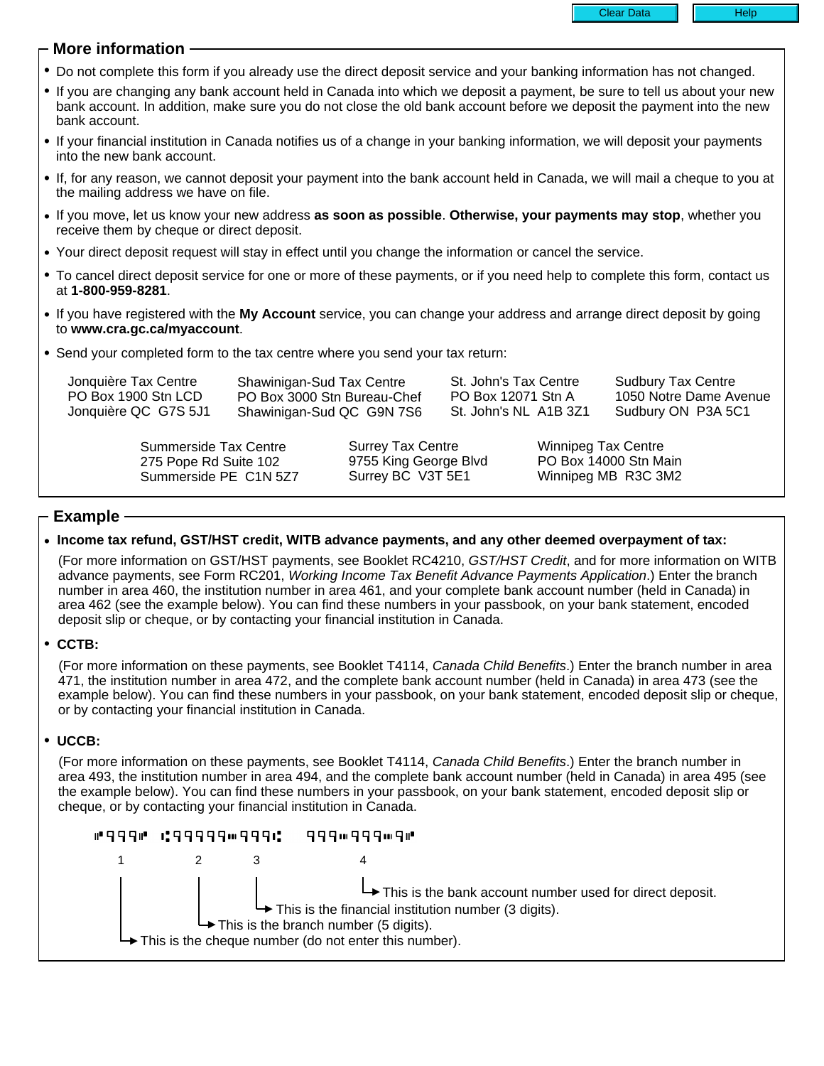## More information

- Do not complete this form if you already use the direct deposit service and your banking information has not changed.
- If you are changing any bank account held in Canada into which we deposit a payment, be sure to tell us about your new bank account. In addition, make sure you do not close the old bank account before we deposit the payment into the new bank account.
- If your financial institution in Canada notifies us of a change in your banking information, we will deposit your payments into the new bank account.
- If, for any reason, we cannot deposit your payment into the bank account held in Canada, we will mail a cheque to you at the mailing address we have on file.
- If you move, let us know your new address **as soon as possible**. **Otherwise, your payments may stop**, whether you receive them by cheque or direct deposit.
- Your direct deposit request will stay in effect until you change the information or cancel the service.
- To cancel direct deposit service for one or more of these payments, or if you need help to complete this form, contact us at **1-800-959-8281**.
- If you have registered with the **My Account** service, you can change your address and arrange direct deposit by going to **www.cra.gc.ca/myaccount**.
- Send your completed form to the tax centre where you send your tax return:

Jonquière Tax Centre
PO Box 1900 Stn LCD
Jonquière QC G7S 5J1

Shawinigan-Sud Tax Centre
PO Box 3000 Stn Bureau-Chef
Shawinigan-Sud QC G9N 7S6

St. John's Tax Centre
PO Box 12071 Stn A
St. John's NL A1B 3Z1

Sudbury Tax Centre
1050 Notre Dame Avenue
Sudbury ON P3A 5C1

Summerside Tax Centre
275 Pope Rd Suite 102
Summerside PE C1N 5Z7

Surrey Tax Centre
9755 King George Blvd
Surrey BC V3T 5E1

Winnipeg Tax Centre
PO Box 14000 Stn Main
Winnipeg MB R3C 3M2

## Example

- **Income tax refund, GST/HST credit, WITB advance payments, and any other deemed overpayment of tax:**

  (For more information on GST/HST payments, see Booklet RC4210, *GST/HST Credit*, and for more information on WITB advance payments, see Form RC201, *Working Income Tax Benefit Advance Payments Application*.) Enter the branch number in area 460, the institution number in area 461, and your complete bank account number (held in Canada) in area 462 (see the example below). You can find these numbers in your passbook, on your bank statement, encoded deposit slip or cheque, or by contacting your financial institution in Canada.

- **CCTB:**

  (For more information on these payments, see Booklet T4114, *Canada Child Benefits*.) Enter the branch number in area 471, the institution number in area 472, and the complete bank account number (held in Canada) in area 473 (see the example below). You can find these numbers in your passbook, on your bank statement, encoded deposit slip or cheque, or by contacting your financial institution in Canada.

- **UCCB:**

  (For more information on these payments, see Booklet T4114, *Canada Child Benefits*.) Enter the branch number in area 493, the institution number in area 494, and the complete bank account number (held in Canada) in area 495 (see the example below). You can find these numbers in your passbook, on your bank statement, encoded deposit slip or cheque, or by contacting your financial institution in Canada.

⑈999⑈ ⑆99999⑉999⑆ 999⑉999⑉9⑈

1 2 3 4

4 → This is the bank account number used for direct deposit.
3 → This is the financial institution number (3 digits).
2 → This is the branch number (5 digits).
1 → This is the cheque number (do not enter this number).